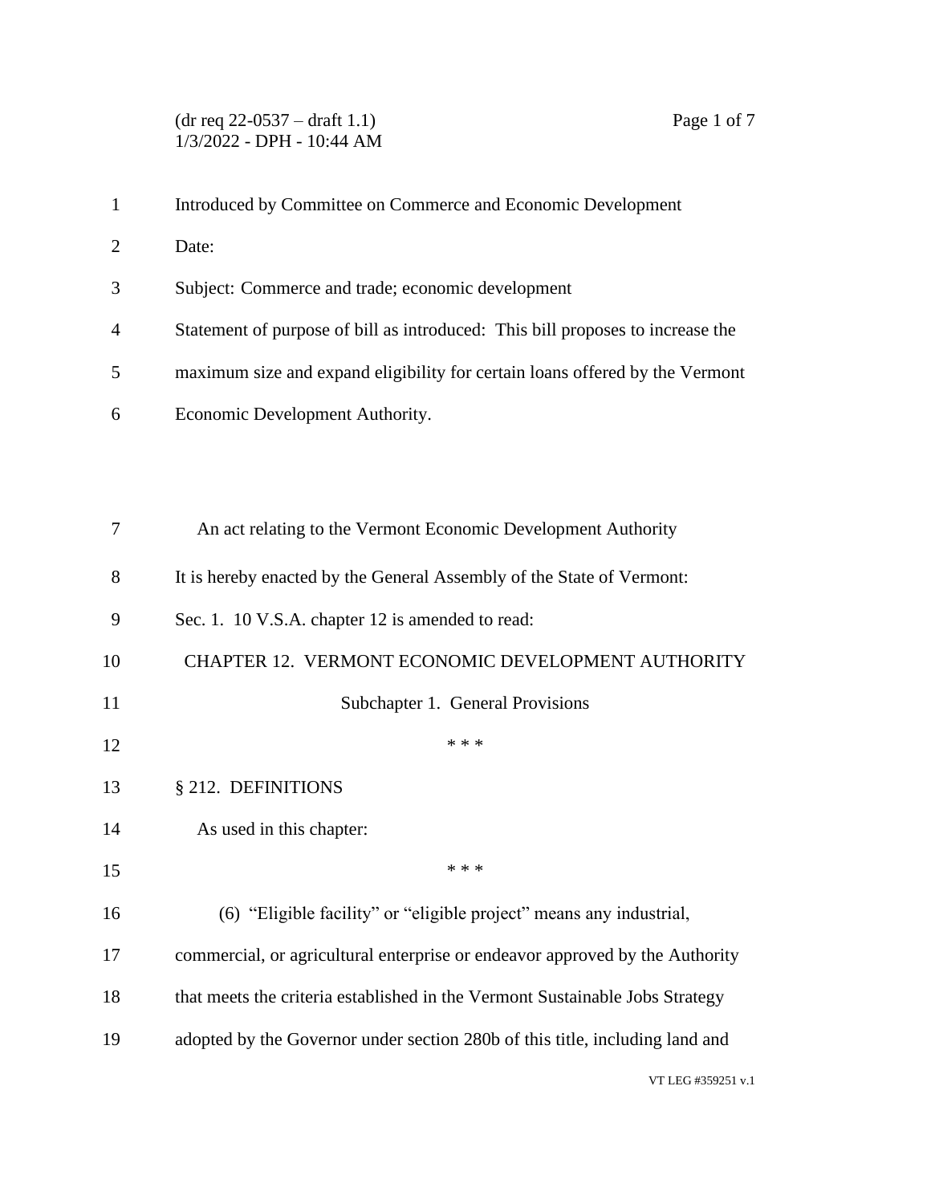(dr req 22-0537 – draft 1.1)
1/3/2022 - DPH - 10:44 AM

Introduced by Committee on Commerce and Economic Development

Date:

Subject: Commerce and trade; economic development

Statement of purpose of bill as introduced: This bill proposes to increase the maximum size and expand eligibility for certain loans offered by the Vermont Economic Development Authority.

An act relating to the Vermont Economic Development Authority

It is hereby enacted by the General Assembly of the State of Vermont:

Sec. 1. 10 V.S.A. chapter 12 is amended to read:

CHAPTER 12. VERMONT ECONOMIC DEVELOPMENT AUTHORITY

Subchapter 1. General Provisions

\* \* \*

§ 212. DEFINITIONS

As used in this chapter:

\* \* \*

(6) "Eligible facility" or "eligible project" means any industrial, commercial, or agricultural enterprise or endeavor approved by the Authority that meets the criteria established in the Vermont Sustainable Jobs Strategy adopted by the Governor under section 280b of this title, including land and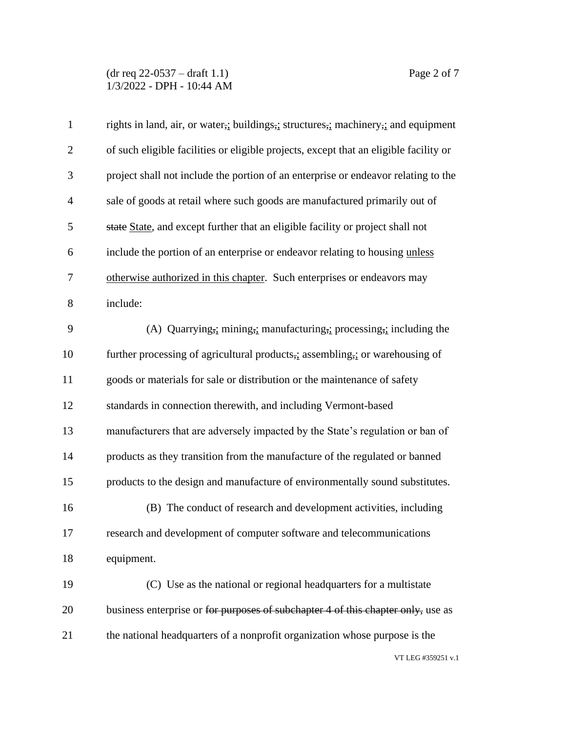rights in land, air, or water~~,~~<u>;</u> buildings~~,~~<u>;</u> structures~~,~~<u>;</u> machinery~~,~~<u>;</u> and equipment of such eligible facilities or eligible projects, except that an eligible facility or project shall not include the portion of an enterprise or endeavor relating to the sale of goods at retail where such goods are manufactured primarily out of ~~state~~ <u>State</u>, and except further that an eligible facility or project shall not include the portion of an enterprise or endeavor relating to housing <u>unless otherwise authorized in this chapter</u>. Such enterprises or endeavors may include:

(A) Quarrying~~,~~<u>;</u> mining~~,~~<u>;</u> manufacturing~~,~~<u>;</u> processing~~,~~<u>;</u> including the further processing of agricultural products~~,~~<u>;</u> assembling~~,~~<u>;</u> or warehousing of goods or materials for sale or distribution or the maintenance of safety standards in connection therewith, and including Vermont-based manufacturers that are adversely impacted by the State's regulation or ban of products as they transition from the manufacture of the regulated or banned products to the design and manufacture of environmentally sound substitutes.

(B) The conduct of research and development activities, including research and development of computer software and telecommunications equipment.

(C) Use as the national or regional headquarters for a multistate business enterprise or ~~for purposes of subchapter 4 of this chapter only,~~ use as the national headquarters of a nonprofit organization whose purpose is the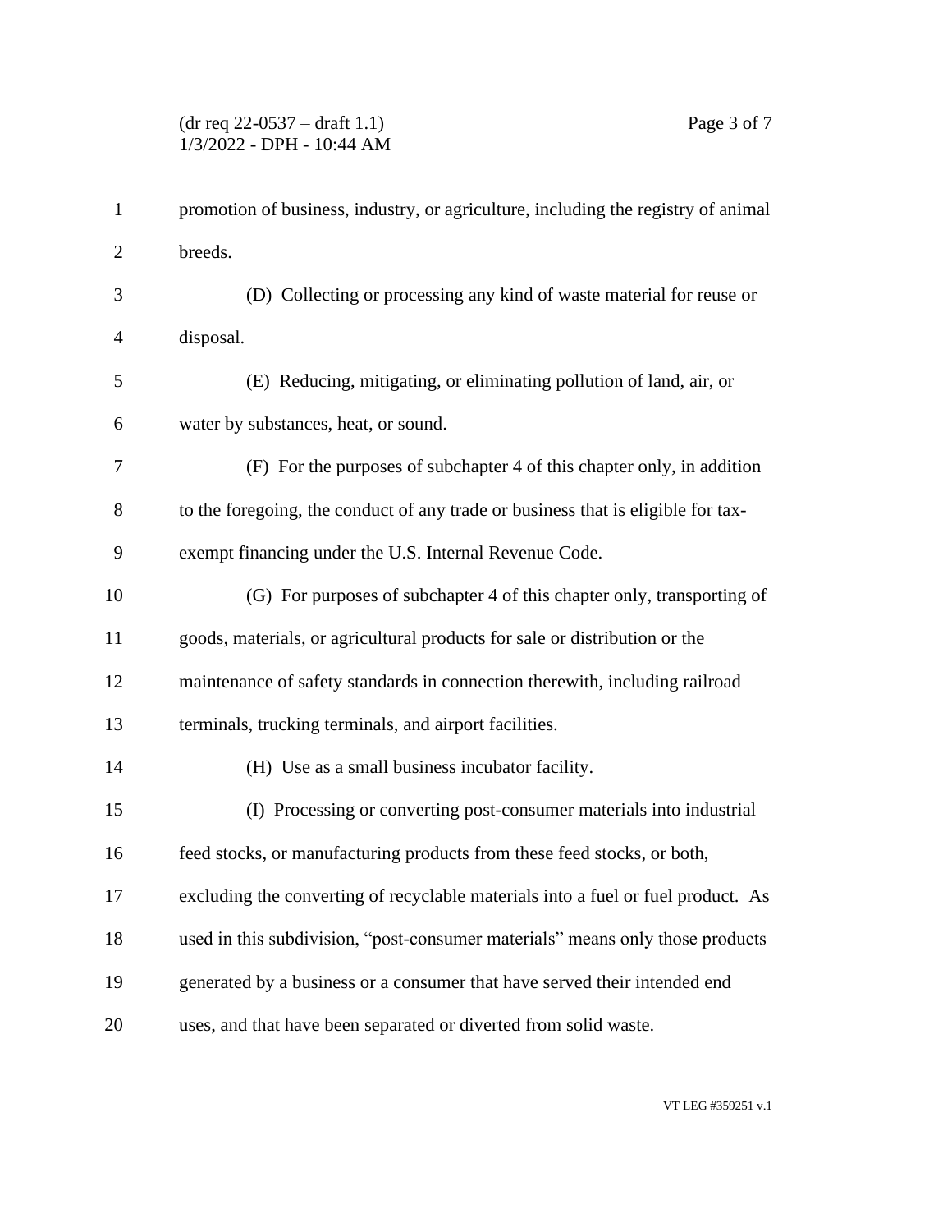promotion of business, industry, or agriculture, including the registry of animal breeds.

(D) Collecting or processing any kind of waste material for reuse or disposal.

(E) Reducing, mitigating, or eliminating pollution of land, air, or water by substances, heat, or sound.

(F) For the purposes of subchapter 4 of this chapter only, in addition to the foregoing, the conduct of any trade or business that is eligible for tax-exempt financing under the U.S. Internal Revenue Code.

(G) For purposes of subchapter 4 of this chapter only, transporting of goods, materials, or agricultural products for sale or distribution or the maintenance of safety standards in connection therewith, including railroad terminals, trucking terminals, and airport facilities.

(H) Use as a small business incubator facility.

(I) Processing or converting post-consumer materials into industrial feed stocks, or manufacturing products from these feed stocks, or both, excluding the converting of recyclable materials into a fuel or fuel product. As used in this subdivision, "post-consumer materials" means only those products generated by a business or a consumer that have served their intended end uses, and that have been separated or diverted from solid waste.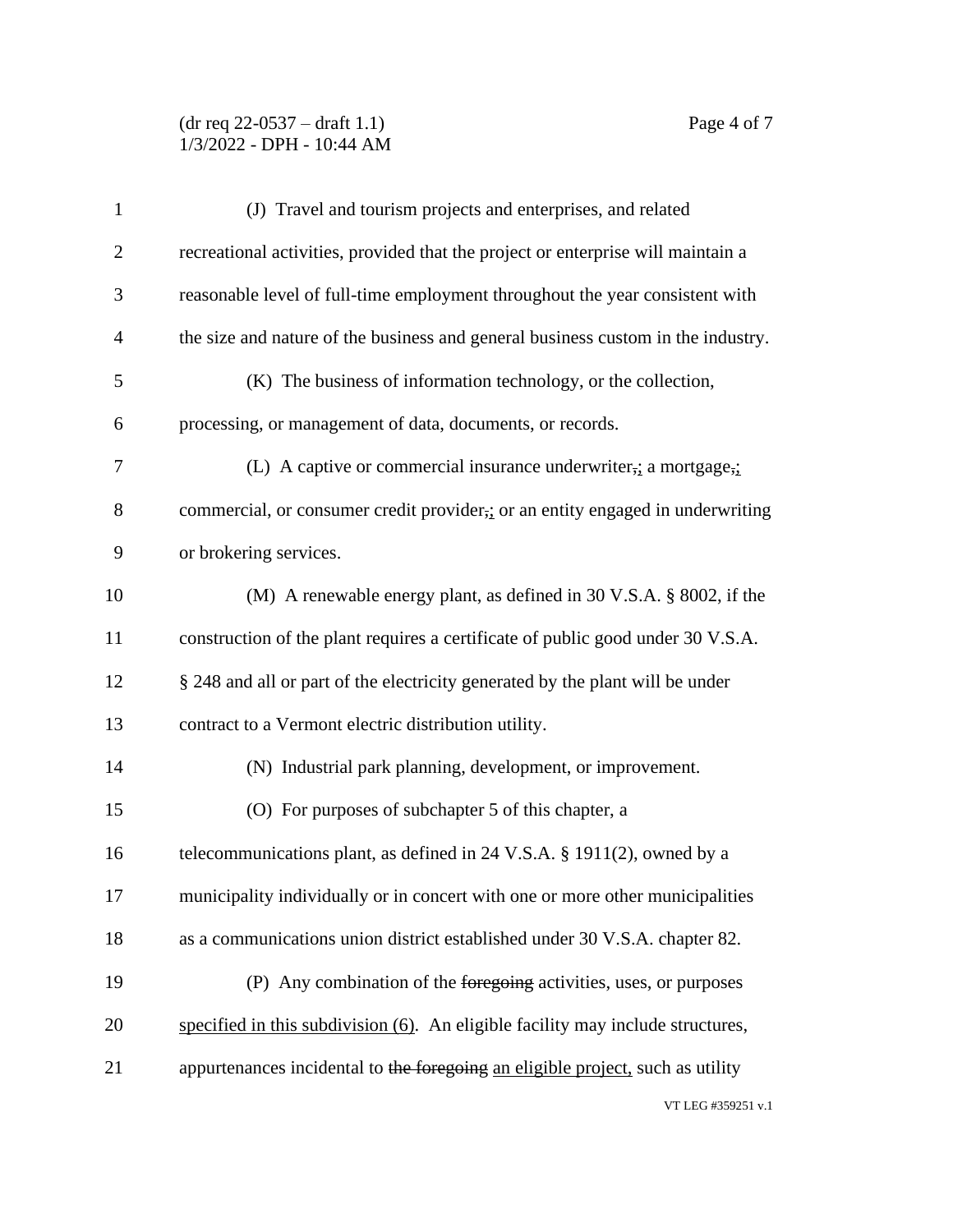(J) Travel and tourism projects and enterprises, and related recreational activities, provided that the project or enterprise will maintain a reasonable level of full-time employment throughout the year consistent with the size and nature of the business and general business custom in the industry.

(K) The business of information technology, or the collection, processing, or management of data, documents, or records.

(L) A captive or commercial insurance underwriter~~,~~<u>;</u> a mortgage~~,~~<u>;</u> commercial, or consumer credit provider~~,~~<u>;</u> or an entity engaged in underwriting or brokering services.

(M) A renewable energy plant, as defined in 30 V.S.A. § 8002, if the construction of the plant requires a certificate of public good under 30 V.S.A. § 248 and all or part of the electricity generated by the plant will be under contract to a Vermont electric distribution utility.

(N) Industrial park planning, development, or improvement.

(O) For purposes of subchapter 5 of this chapter, a telecommunications plant, as defined in 24 V.S.A. § 1911(2), owned by a municipality individually or in concert with one or more other municipalities as a communications union district established under 30 V.S.A. chapter 82.

(P) Any combination of the ~~foregoing~~ activities, uses, or purposes <u>specified in this subdivision (6)</u>. An eligible facility may include structures, appurtenances incidental to ~~the foregoing~~ <u>an eligible project,</u> such as utility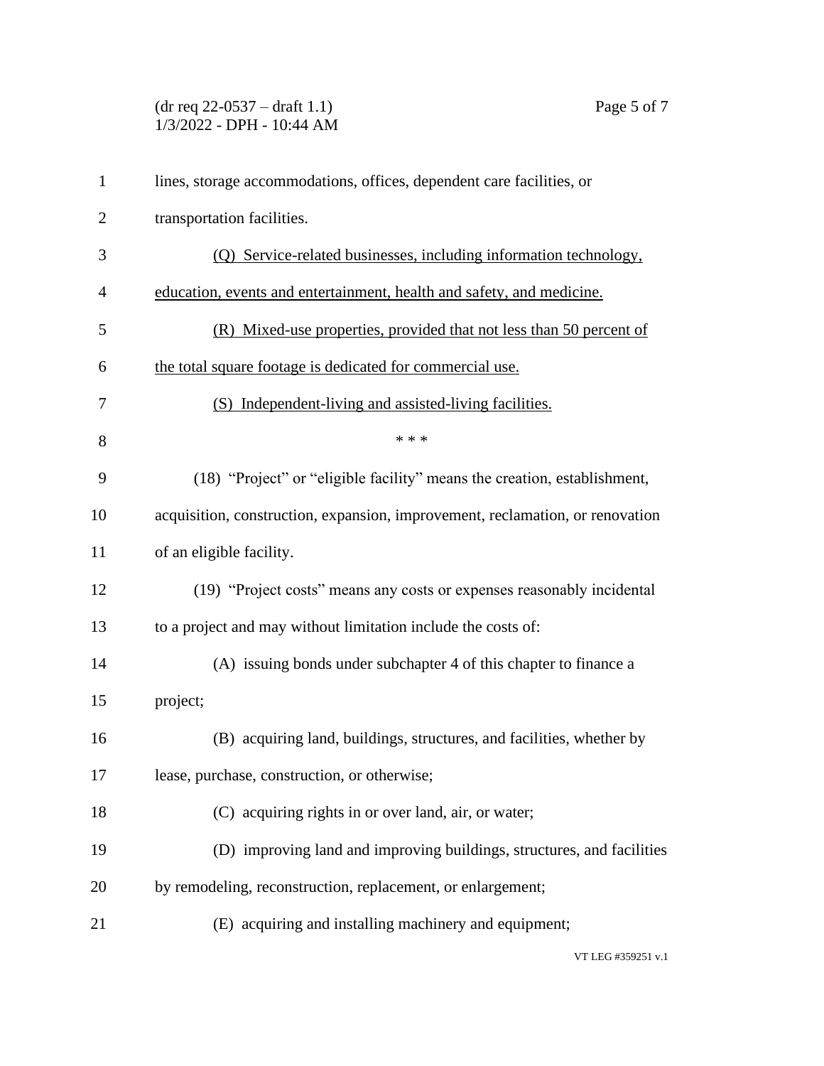lines, storage accommodations, offices, dependent care facilities, or transportation facilities.

<u>(Q) Service-related businesses, including information technology, education, events and entertainment, health and safety, and medicine.</u>

<u>(R) Mixed-use properties, provided that not less than 50 percent of the total square footage is dedicated for commercial use.</u>

<u>(S) Independent-living and assisted-living facilities.</u>

\* \* \*

(18) "Project" or "eligible facility" means the creation, establishment, acquisition, construction, expansion, improvement, reclamation, or renovation of an eligible facility.

(19) "Project costs" means any costs or expenses reasonably incidental to a project and may without limitation include the costs of:

(A) issuing bonds under subchapter 4 of this chapter to finance a project;

(B) acquiring land, buildings, structures, and facilities, whether by lease, purchase, construction, or otherwise;

(C) acquiring rights in or over land, air, or water;

(D) improving land and improving buildings, structures, and facilities by remodeling, reconstruction, replacement, or enlargement;

(E) acquiring and installing machinery and equipment;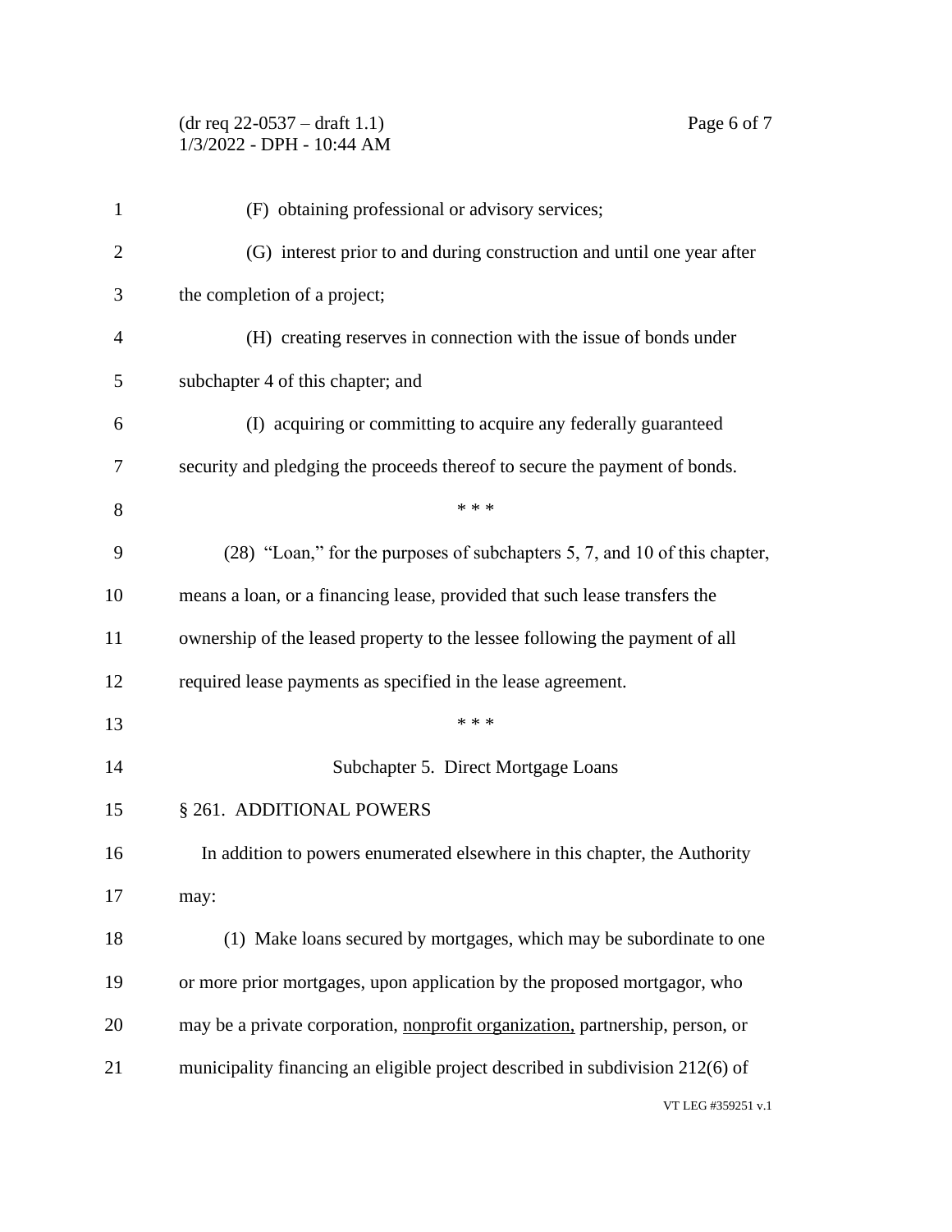(F) obtaining professional or advisory services;

(G) interest prior to and during construction and until one year after the completion of a project;

(H) creating reserves in connection with the issue of bonds under subchapter 4 of this chapter; and

(I) acquiring or committing to acquire any federally guaranteed security and pledging the proceeds thereof to secure the payment of bonds.

\* \* \*

(28) "Loan," for the purposes of subchapters 5, 7, and 10 of this chapter, means a loan, or a financing lease, provided that such lease transfers the ownership of the leased property to the lessee following the payment of all required lease payments as specified in the lease agreement.

\* \* \*

## Subchapter 5. Direct Mortgage Loans

### § 261. ADDITIONAL POWERS

In addition to powers enumerated elsewhere in this chapter, the Authority may:

(1) Make loans secured by mortgages, which may be subordinate to one or more prior mortgages, upon application by the proposed mortgagor, who may be a private corporation, <u>nonprofit organization,</u> partnership, person, or municipality financing an eligible project described in subdivision 212(6) of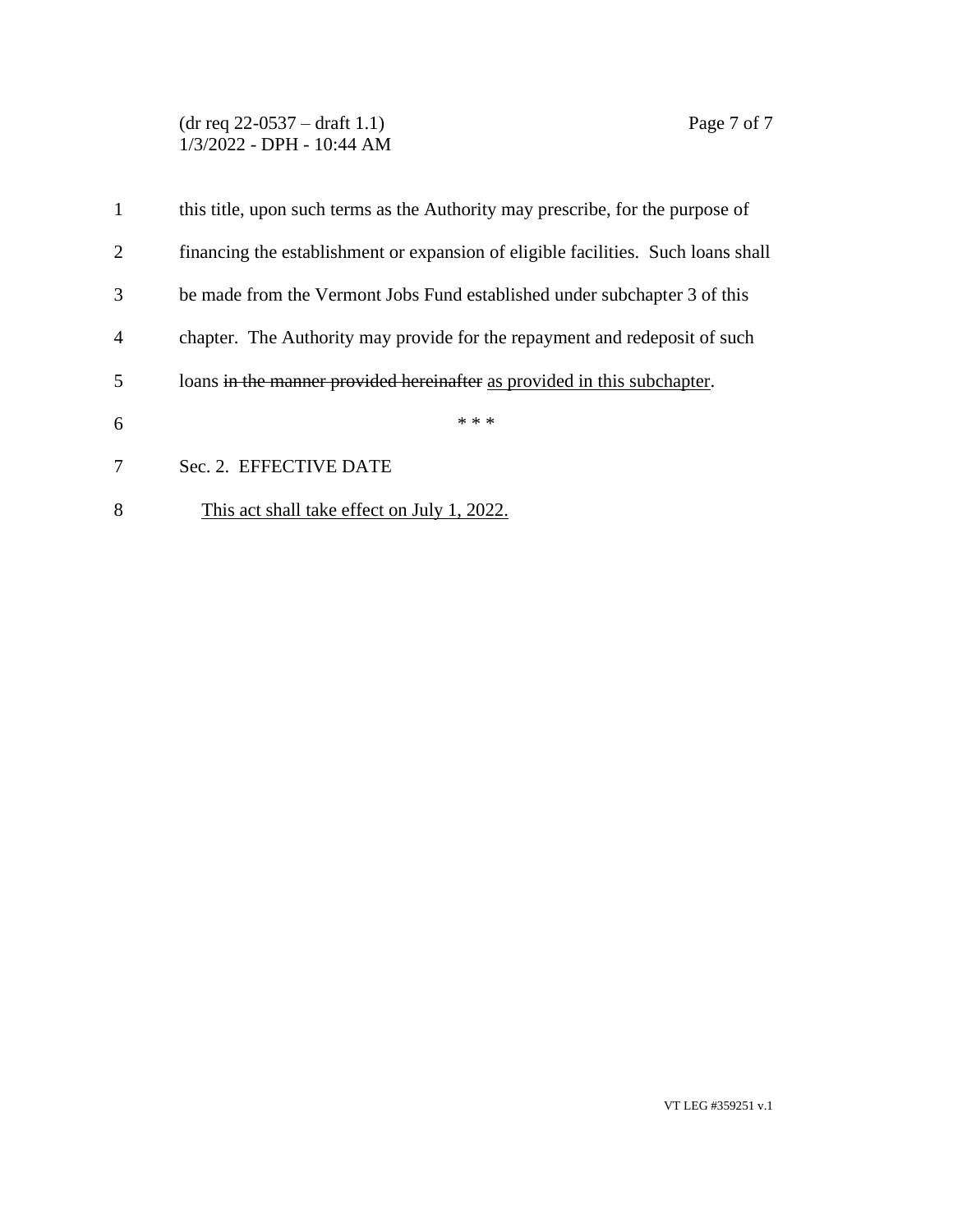this title, upon such terms as the Authority may prescribe, for the purpose of financing the establishment or expansion of eligible facilities. Such loans shall be made from the Vermont Jobs Fund established under subchapter 3 of this chapter. The Authority may provide for the repayment and redeposit of such loans ~~in the manner provided hereinafter~~ <u>as provided in this subchapter</u>.

\* \* \*

Sec. 2. EFFECTIVE DATE

<u>This act shall take effect on July 1, 2022.</u>